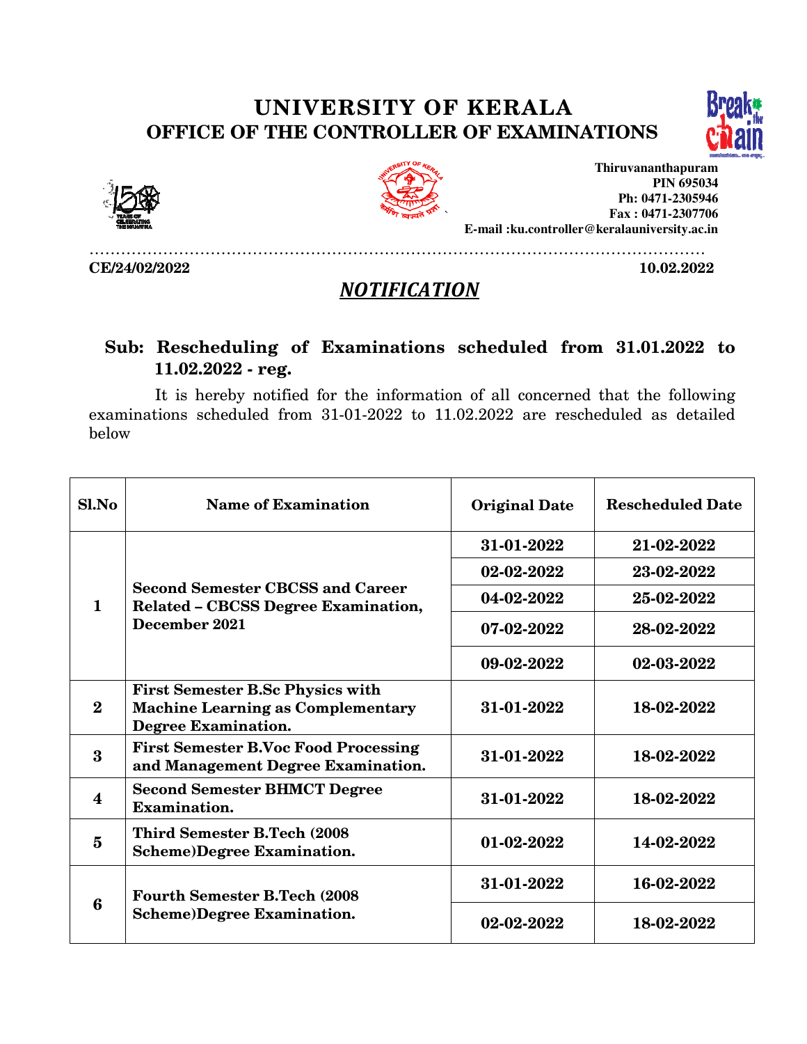# UNIVERSITY OF KERALA
## OFFICE OF THE CONTROLLER OF EXAMINATIONS

**Thiruvananthapuram**
**PIN 695034**
**Ph: 0471-2305946**
**Fax : 0471-2307706**
**E-mail :ku.controller@keralauniversity.ac.in**

**CE/24/02/2022** **10.02.2022**

## *NOTIFICATION*

**Sub: Rescheduling of Examinations scheduled from 31.01.2022 to 11.02.2022 - reg.**

It is hereby notified for the information of all concerned that the following examinations scheduled from 31-01-2022 to 11.02.2022 are rescheduled as detailed below

| Sl.No | Name of Examination | Original Date | Rescheduled Date |
|---|---|---|---|
| 1 | Second Semester CBCSS and Career Related – CBCSS Degree Examination, December 2021 | 31-01-2022 | 21-02-2022 |
| | | 02-02-2022 | 23-02-2022 |
| | | 04-02-2022 | 25-02-2022 |
| | | 07-02-2022 | 28-02-2022 |
| | | 09-02-2022 | 02-03-2022 |
| 2 | First Semester B.Sc Physics with Machine Learning as Complementary Degree Examination. | 31-01-2022 | 18-02-2022 |
| 3 | First Semester B.Voc Food Processing and Management Degree Examination. | 31-01-2022 | 18-02-2022 |
| 4 | Second Semester BHMCT Degree Examination. | 31-01-2022 | 18-02-2022 |
| 5 | Third Semester B.Tech (2008 Scheme)Degree Examination. | 01-02-2022 | 14-02-2022 |
| 6 | Fourth Semester B.Tech (2008 Scheme)Degree Examination. | 31-01-2022 | 16-02-2022 |
| | | 02-02-2022 | 18-02-2022 |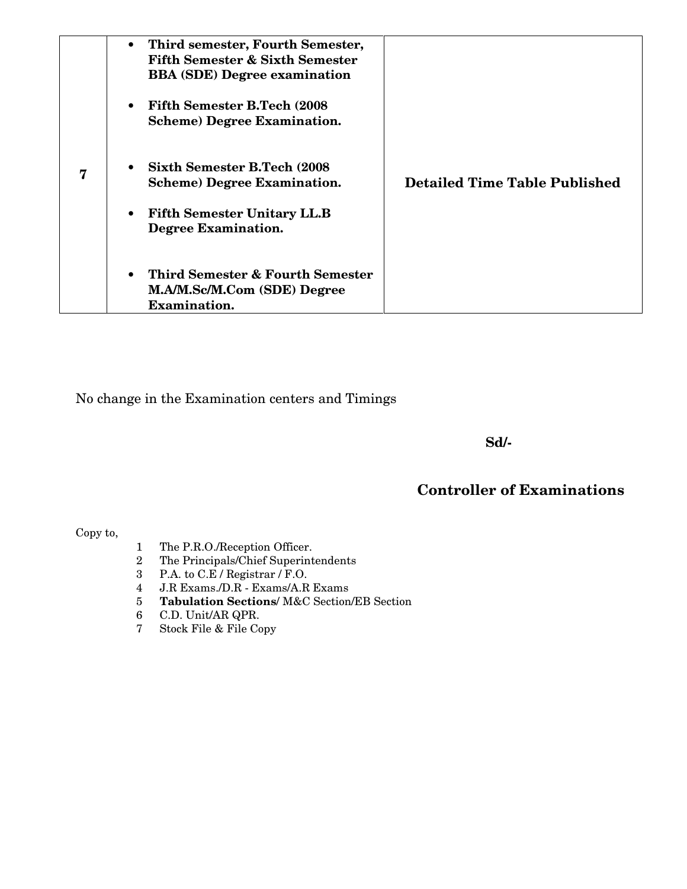| | | |
|---|---|---|
| **7** | • **Third semester, Fourth Semester, Fifth Semester & Sixth Semester BBA (SDE) Degree examination**<br><br>• **Fifth Semester B.Tech (2008 Scheme) Degree Examination.**<br><br>• **Sixth Semester B.Tech (2008 Scheme) Degree Examination.**<br><br>• **Fifth Semester Unitary LL.B Degree Examination.**<br><br>• **Third Semester & Fourth Semester M.A/M.Sc/M.Com (SDE) Degree Examination.** | **Detailed Time Table Published** |

No change in the Examination centers and Timings

**Sd/-**

**Controller of Examinations**

Copy to,

1. The P.R.O./Reception Officer.
2. The Principals/Chief Superintendents
3. P.A. to C.E / Registrar / F.O.
4. J.R Exams./D.R - Exams/A.R Exams
5. **Tabulation Sections**/ M&C Section/EB Section
6. C.D. Unit/AR QPR.
7. Stock File & File Copy